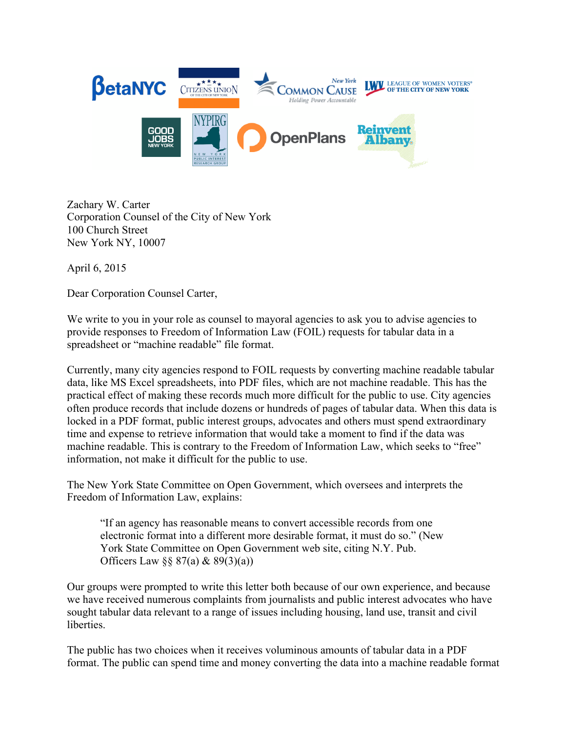Zachary W. Carter
Corporation Counsel of the City of New York
100 Church Street
New York NY, 10007

April 6, 2015

Dear Corporation Counsel Carter,

We write to you in your role as counsel to mayoral agencies to ask you to advise agencies to provide responses to Freedom of Information Law (FOIL) requests for tabular data in a spreadsheet or "machine readable" file format.

Currently, many city agencies respond to FOIL requests by converting machine readable tabular data, like MS Excel spreadsheets, into PDF files, which are not machine readable. This has the practical effect of making these records much more difficult for the public to use. City agencies often produce records that include dozens or hundreds of pages of tabular data. When this data is locked in a PDF format, public interest groups, advocates and others must spend extraordinary time and expense to retrieve information that would take a moment to find if the data was machine readable. This is contrary to the Freedom of Information Law, which seeks to "free" information, not make it difficult for the public to use.

The New York State Committee on Open Government, which oversees and interprets the Freedom of Information Law, explains:

> "If an agency has reasonable means to convert accessible records from one electronic format into a different more desirable format, it must do so." (New York State Committee on Open Government web site, citing N.Y. Pub. Officers Law §§ 87(a) & 89(3)(a))

Our groups were prompted to write this letter both because of our own experience, and because we have received numerous complaints from journalists and public interest advocates who have sought tabular data relevant to a range of issues including housing, land use, transit and civil liberties.

The public has two choices when it receives voluminous amounts of tabular data in a PDF format. The public can spend time and money converting the data into a machine readable format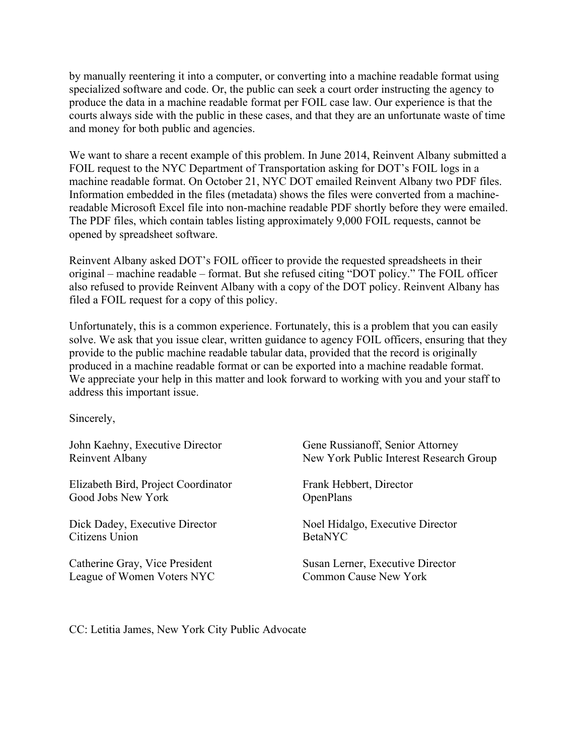by manually reentering it into a computer, or converting into a machine readable format using specialized software and code. Or, the public can seek a court order instructing the agency to produce the data in a machine readable format per FOIL case law. Our experience is that the courts always side with the public in these cases, and that they are an unfortunate waste of time and money for both public and agencies.

We want to share a recent example of this problem. In June 2014, Reinvent Albany submitted a FOIL request to the NYC Department of Transportation asking for DOT's FOIL logs in a machine readable format. On October 21, NYC DOT emailed Reinvent Albany two PDF files. Information embedded in the files (metadata) shows the files were converted from a machine-readable Microsoft Excel file into non-machine readable PDF shortly before they were emailed. The PDF files, which contain tables listing approximately 9,000 FOIL requests, cannot be opened by spreadsheet software.

Reinvent Albany asked DOT's FOIL officer to provide the requested spreadsheets in their original – machine readable – format. But she refused citing "DOT policy." The FOIL officer also refused to provide Reinvent Albany with a copy of the DOT policy. Reinvent Albany has filed a FOIL request for a copy of this policy.

Unfortunately, this is a common experience. Fortunately, this is a problem that you can easily solve. We ask that you issue clear, written guidance to agency FOIL officers, ensuring that they provide to the public machine readable tabular data, provided that the record is originally produced in a machine readable format or can be exported into a machine readable format. We appreciate your help in this matter and look forward to working with you and your staff to address this important issue.

Sincerely,

John Kaehny, Executive Director
Reinvent Albany

Gene Russianoff, Senior Attorney
New York Public Interest Research Group

Elizabeth Bird, Project Coordinator
Good Jobs New York

Frank Hebbert, Director
OpenPlans

Dick Dadey, Executive Director
Citizens Union

Noel Hidalgo, Executive Director
BetaNYC

Catherine Gray, Vice President
League of Women Voters NYC

Susan Lerner, Executive Director
Common Cause New York

CC: Letitia James, New York City Public Advocate